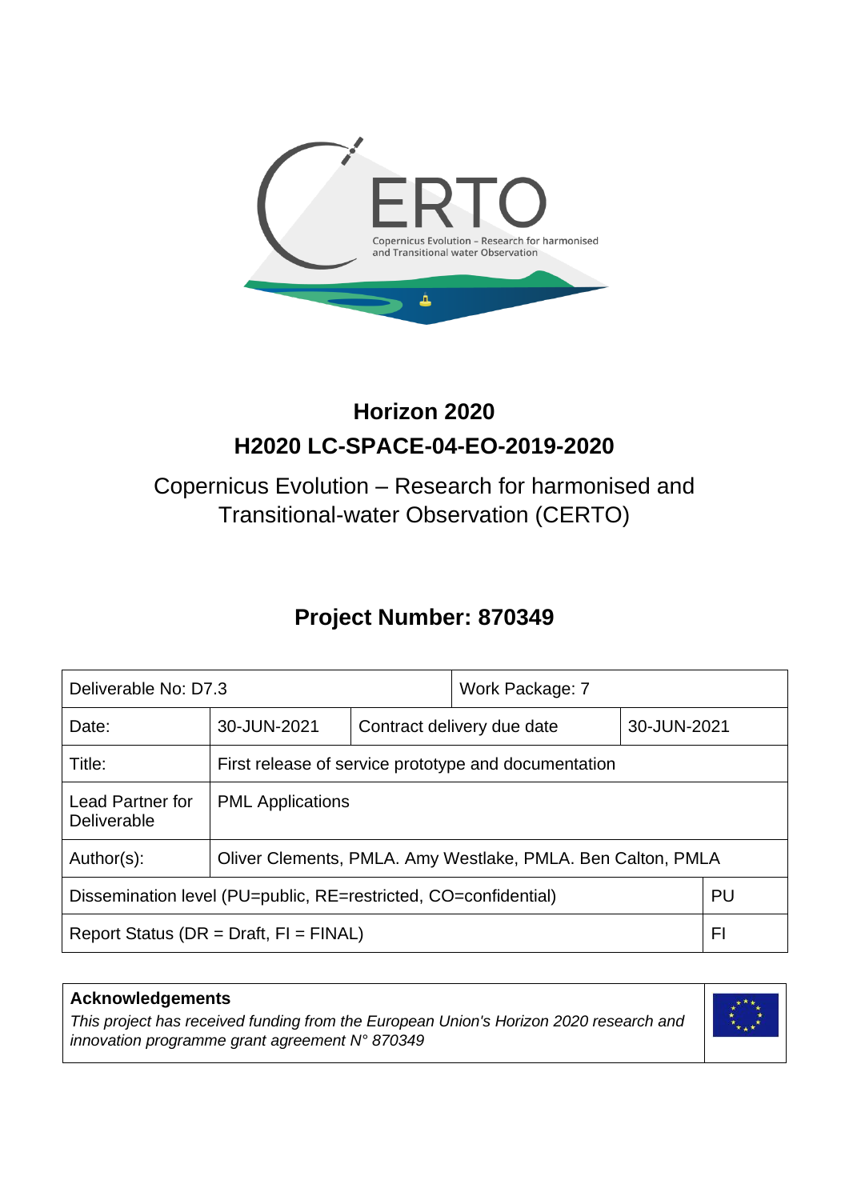# Horizon 2020

## H2020 LC-SPACE-04-EO-2019-2020

Copernicus Evolution – Research for harmonised and Transitional-water Observation (CERTO)

## Project Number: 870349

| Deliverable No: D7.3 | | | Work Package: 7 | |
|---|---|---|---|---|
| Date: | 30-JUN-2021 | Contract delivery due date | | 30-JUN-2021 |
| Title: | First release of service prototype and documentation | | | |
| Lead Partner for Deliverable | PML Applications | | | |
| Author(s): | Oliver Clements, PMLA. Amy Westlake, PMLA. Ben Calton, PMLA | | | |
| Dissemination level (PU=public, RE=restricted, CO=confidential) | | | | PU |
| Report Status (DR = Draft, FI = FINAL) | | | | FI |

**Acknowledgements**

*This project has received funding from the European Union's Horizon 2020 research and innovation programme grant agreement N° 870349*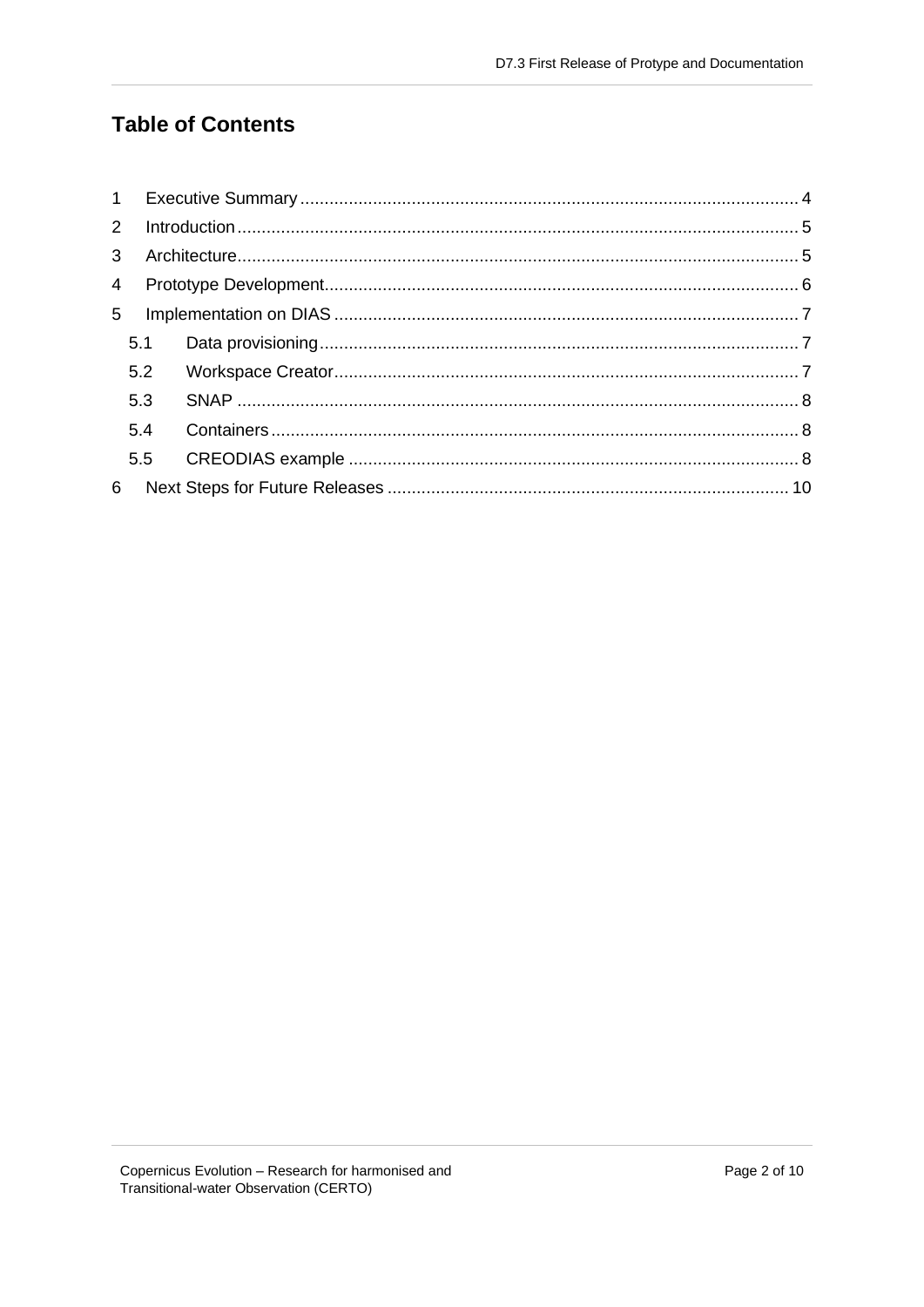# Table of Contents

1 Executive Summary ........ 4

2 Introduction ........ 5

3 Architecture ........ 5

4 Prototype Development ........ 6

5 Implementation on DIAS ........ 7

  5.1 Data provisioning ........ 7

  5.2 Workspace Creator ........ 7

  5.3 SNAP ........ 8

  5.4 Containers ........ 8

  5.5 CREODIAS example ........ 8

6 Next Steps for Future Releases ........ 10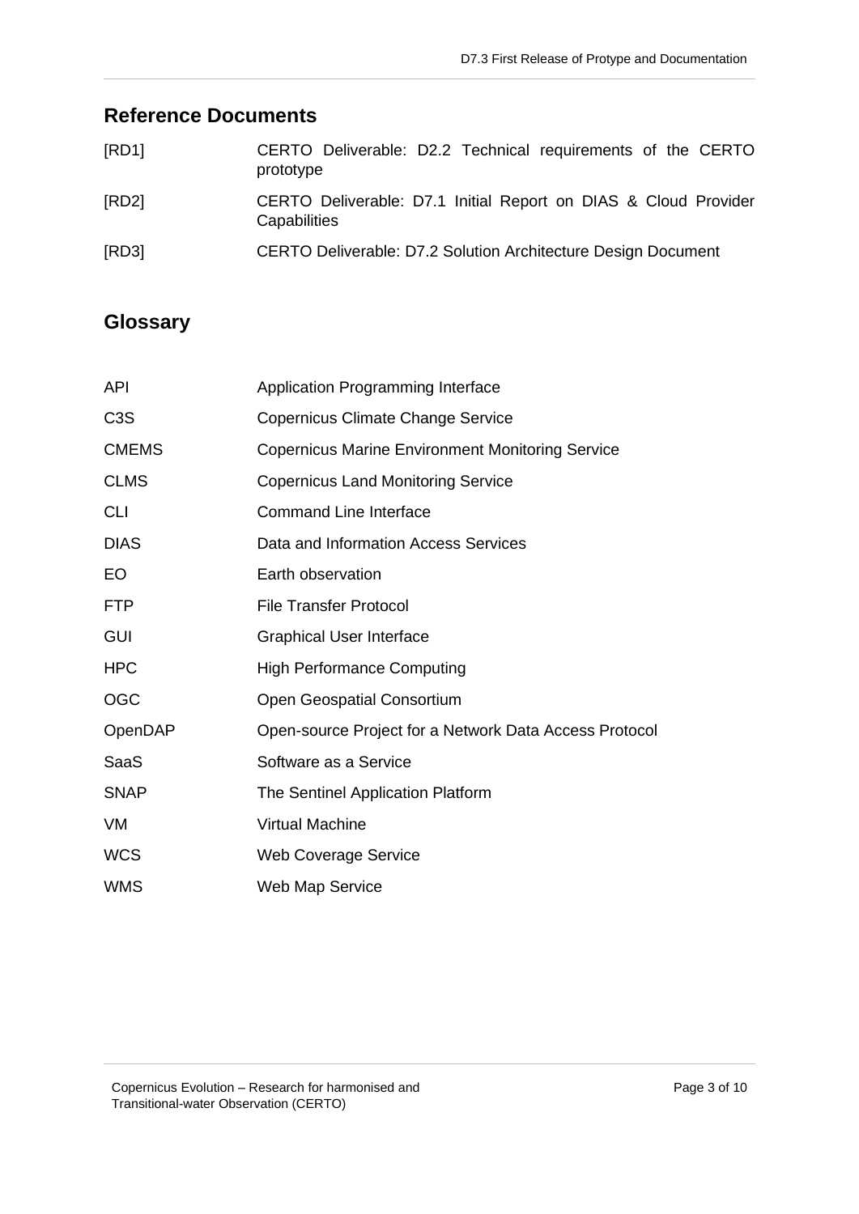## Reference Documents

| | |
|---|---|
| [RD1] | CERTO Deliverable: D2.2 Technical requirements of the CERTO prototype |
| [RD2] | CERTO Deliverable: D7.1 Initial Report on DIAS & Cloud Provider Capabilities |
| [RD3] | CERTO Deliverable: D7.2 Solution Architecture Design Document |

## Glossary

| | |
|---|---|
| API | Application Programming Interface |
| C3S | Copernicus Climate Change Service |
| CMEMS | Copernicus Marine Environment Monitoring Service |
| CLMS | Copernicus Land Monitoring Service |
| CLI | Command Line Interface |
| DIAS | Data and Information Access Services |
| EO | Earth observation |
| FTP | File Transfer Protocol |
| GUI | Graphical User Interface |
| HPC | High Performance Computing |
| OGC | Open Geospatial Consortium |
| OpenDAP | Open-source Project for a Network Data Access Protocol |
| SaaS | Software as a Service |
| SNAP | The Sentinel Application Platform |
| VM | Virtual Machine |
| WCS | Web Coverage Service |
| WMS | Web Map Service |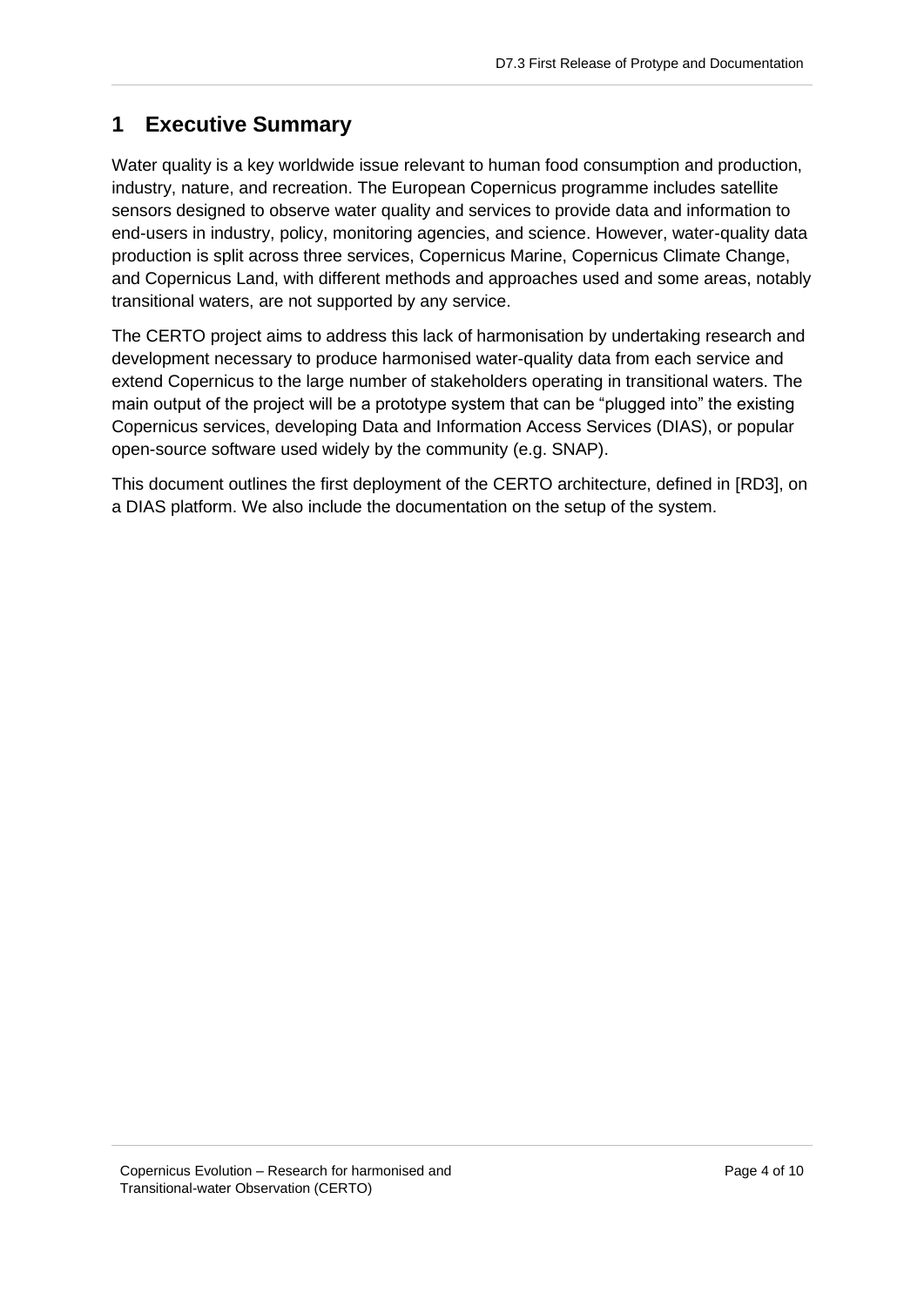# 1 Executive Summary

Water quality is a key worldwide issue relevant to human food consumption and production, industry, nature, and recreation. The European Copernicus programme includes satellite sensors designed to observe water quality and services to provide data and information to end-users in industry, policy, monitoring agencies, and science. However, water-quality data production is split across three services, Copernicus Marine, Copernicus Climate Change, and Copernicus Land, with different methods and approaches used and some areas, notably transitional waters, are not supported by any service.

The CERTO project aims to address this lack of harmonisation by undertaking research and development necessary to produce harmonised water-quality data from each service and extend Copernicus to the large number of stakeholders operating in transitional waters. The main output of the project will be a prototype system that can be "plugged into" the existing Copernicus services, developing Data and Information Access Services (DIAS), or popular open-source software used widely by the community (e.g. SNAP).

This document outlines the first deployment of the CERTO architecture, defined in [RD3], on a DIAS platform. We also include the documentation on the setup of the system.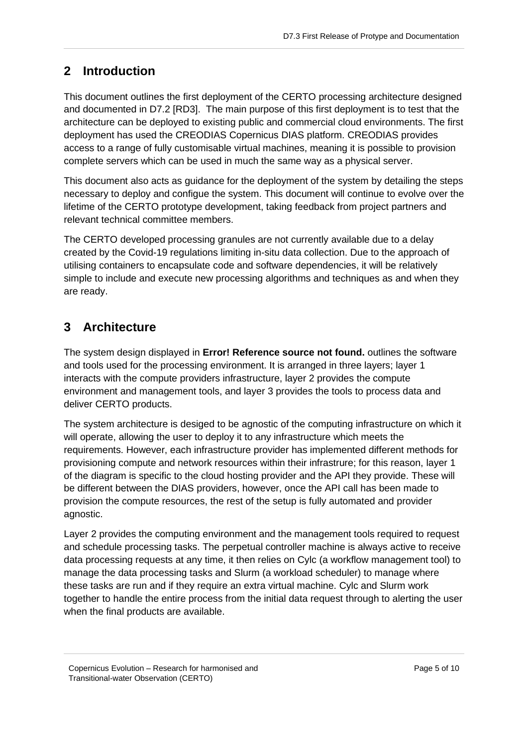## 2 Introduction

This document outlines the first deployment of the CERTO processing architecture designed and documented in D7.2 [RD3]. The main purpose of this first deployment is to test that the architecture can be deployed to existing public and commercial cloud environments. The first deployment has used the CREODIAS Copernicus DIAS platform. CREODIAS provides access to a range of fully customisable virtual machines, meaning it is possible to provision complete servers which can be used in much the same way as a physical server.

This document also acts as guidance for the deployment of the system by detailing the steps necessary to deploy and configue the system. This document will continue to evolve over the lifetime of the CERTO prototype development, taking feedback from project partners and relevant technical committee members.

The CERTO developed processing granules are not currently available due to a delay created by the Covid-19 regulations limiting in-situ data collection. Due to the approach of utilising containers to encapsulate code and software dependencies, it will be relatively simple to include and execute new processing algorithms and techniques as and when they are ready.

## 3 Architecture

The system design displayed in **Error! Reference source not found.** outlines the software and tools used for the processing environment. It is arranged in three layers; layer 1 interacts with the compute providers infrastructure, layer 2 provides the compute environment and management tools, and layer 3 provides the tools to process data and deliver CERTO products.

The system architecture is desiged to be agnostic of the computing infrastructure on which it will operate, allowing the user to deploy it to any infrastructure which meets the requirements. However, each infrastructure provider has implemented different methods for provisioning compute and network resources within their infrastrure; for this reason, layer 1 of the diagram is specific to the cloud hosting provider and the API they provide. These will be different between the DIAS providers, however, once the API call has been made to provision the compute resources, the rest of the setup is fully automated and provider agnostic.

Layer 2 provides the computing environment and the management tools required to request and schedule processing tasks. The perpetual controller machine is always active to receive data processing requests at any time, it then relies on Cylc (a workflow management tool) to manage the data processing tasks and Slurm (a workload scheduler) to manage where these tasks are run and if they require an extra virtual machine. Cylc and Slurm work together to handle the entire process from the initial data request through to alerting the user when the final products are available.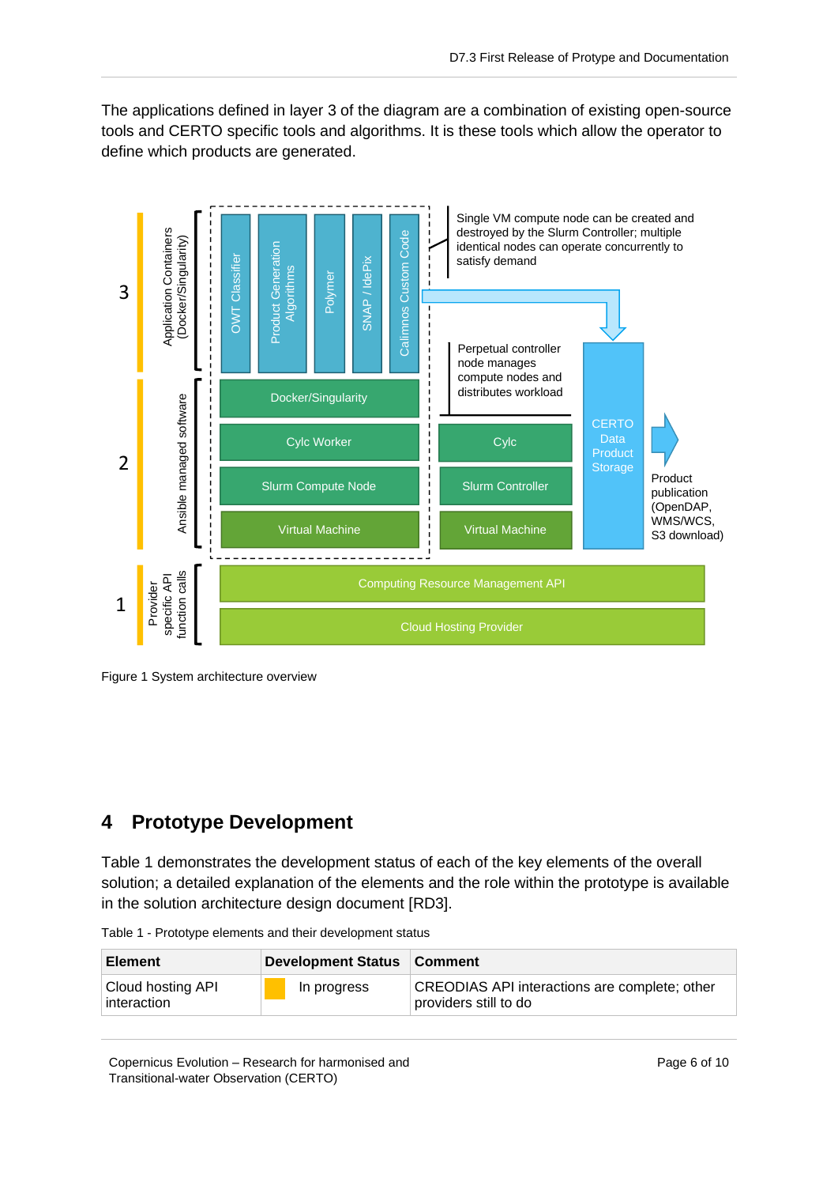The applications defined in layer 3 of the diagram are a combination of existing open-source tools and CERTO specific tools and algorithms. It is these tools which allow the operator to define which products are generated.

Figure 1 System architecture overview

## 4 Prototype Development

Table 1 demonstrates the development status of each of the key elements of the overall solution; a detailed explanation of the elements and the role within the prototype is available in the solution architecture design document [RD3].

Table 1 - Prototype elements and their development status

| Element | Development Status | Comment |
| --- | --- | --- |
| Cloud hosting API interaction | In progress | CREODIAS API interactions are complete; other providers still to do |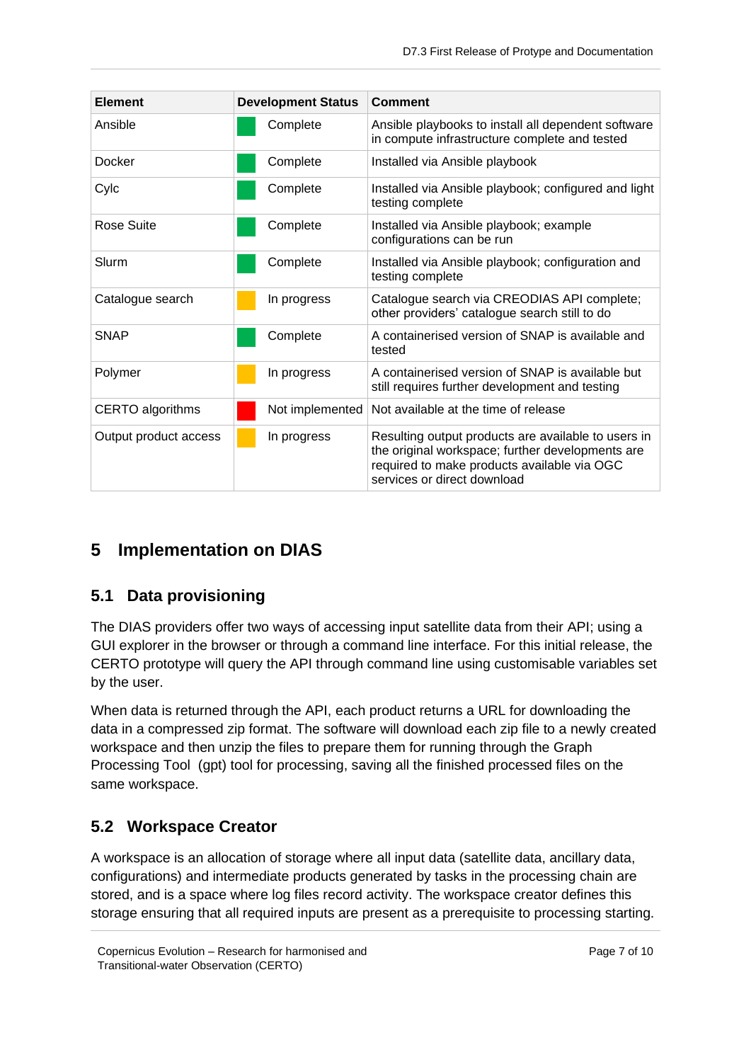| Element | Development Status | Comment |
|---|---|---|
| Ansible | Complete | Ansible playbooks to install all dependent software in compute infrastructure complete and tested |
| Docker | Complete | Installed via Ansible playbook |
| Cylc | Complete | Installed via Ansible playbook; configured and light testing complete |
| Rose Suite | Complete | Installed via Ansible playbook; example configurations can be run |
| Slurm | Complete | Installed via Ansible playbook; configuration and testing complete |
| Catalogue search | In progress | Catalogue search via CREODIAS API complete; other providers' catalogue search still to do |
| SNAP | Complete | A containerised version of SNAP is available and tested |
| Polymer | In progress | A containerised version of SNAP is available but still requires further development and testing |
| CERTO algorithms | Not implemented | Not available at the time of release |
| Output product access | In progress | Resulting output products are available to users in the original workspace; further developments are required to make products available via OGC services or direct download |

# 5 Implementation on DIAS

## 5.1 Data provisioning

The DIAS providers offer two ways of accessing input satellite data from their API; using a GUI explorer in the browser or through a command line interface. For this initial release, the CERTO prototype will query the API through command line using customisable variables set by the user.

When data is returned through the API, each product returns a URL for downloading the data in a compressed zip format. The software will download each zip file to a newly created workspace and then unzip the files to prepare them for running through the Graph Processing Tool (gpt) tool for processing, saving all the finished processed files on the same workspace.

## 5.2 Workspace Creator

A workspace is an allocation of storage where all input data (satellite data, ancillary data, configurations) and intermediate products generated by tasks in the processing chain are stored, and is a space where log files record activity. The workspace creator defines this storage ensuring that all required inputs are present as a prerequisite to processing starting.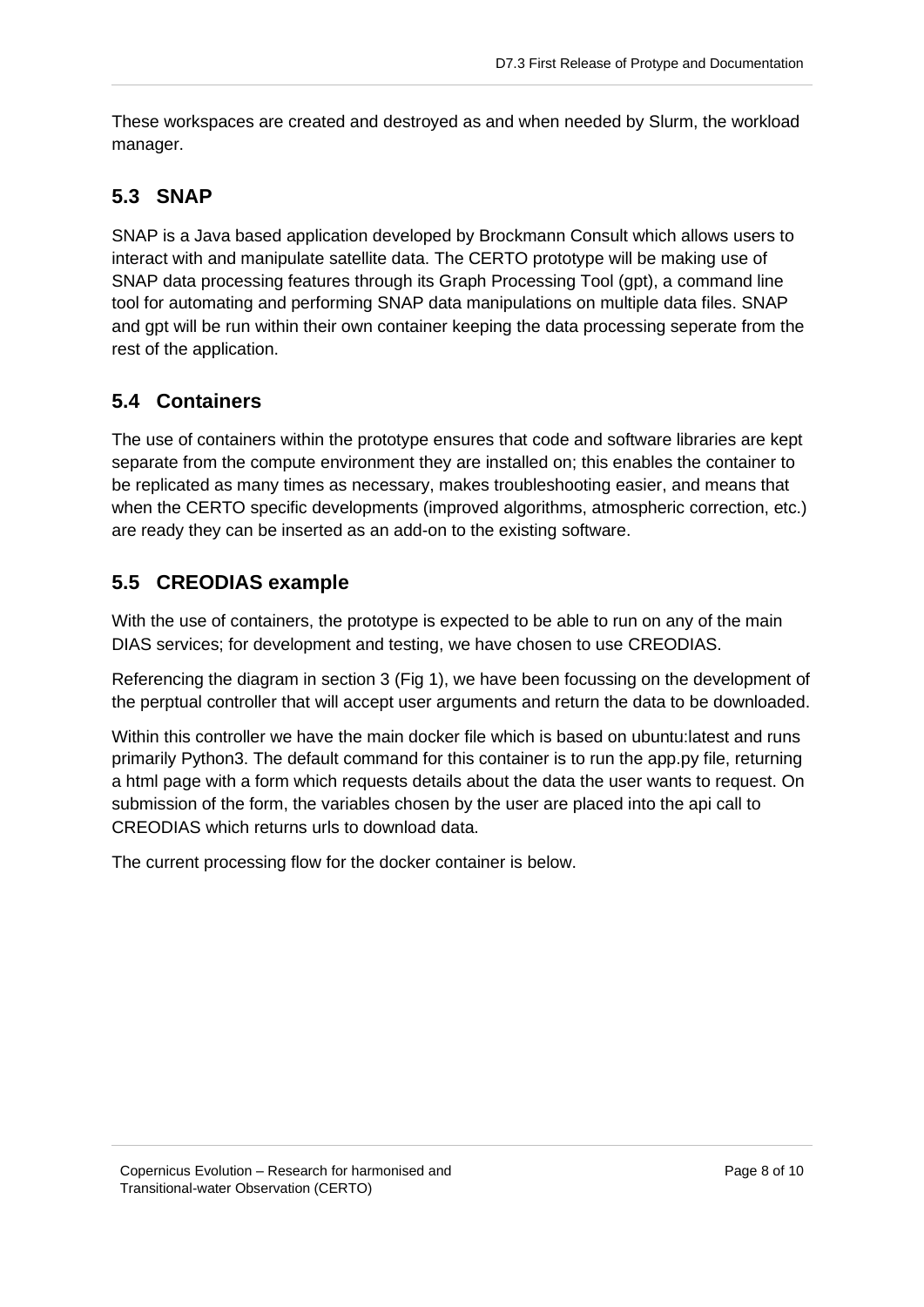These workspaces are created and destroyed as and when needed by Slurm, the workload manager.

## 5.3 SNAP

SNAP is a Java based application developed by Brockmann Consult which allows users to interact with and manipulate satellite data. The CERTO prototype will be making use of SNAP data processing features through its Graph Processing Tool (gpt), a command line tool for automating and performing SNAP data manipulations on multiple data files. SNAP and gpt will be run within their own container keeping the data processing seperate from the rest of the application.

## 5.4 Containers

The use of containers within the prototype ensures that code and software libraries are kept separate from the compute environment they are installed on; this enables the container to be replicated as many times as necessary, makes troubleshooting easier, and means that when the CERTO specific developments (improved algorithms, atmospheric correction, etc.) are ready they can be inserted as an add-on to the existing software.

## 5.5 CREODIAS example

With the use of containers, the prototype is expected to be able to run on any of the main DIAS services; for development and testing, we have chosen to use CREODIAS.

Referencing the diagram in section 3 (Fig 1), we have been focussing on the development of the perptual controller that will accept user arguments and return the data to be downloaded.

Within this controller we have the main docker file which is based on ubuntu:latest and runs primarily Python3. The default command for this container is to run the app.py file, returning a html page with a form which requests details about the data the user wants to request. On submission of the form, the variables chosen by the user are placed into the api call to CREODIAS which returns urls to download data.

The current processing flow for the docker container is below.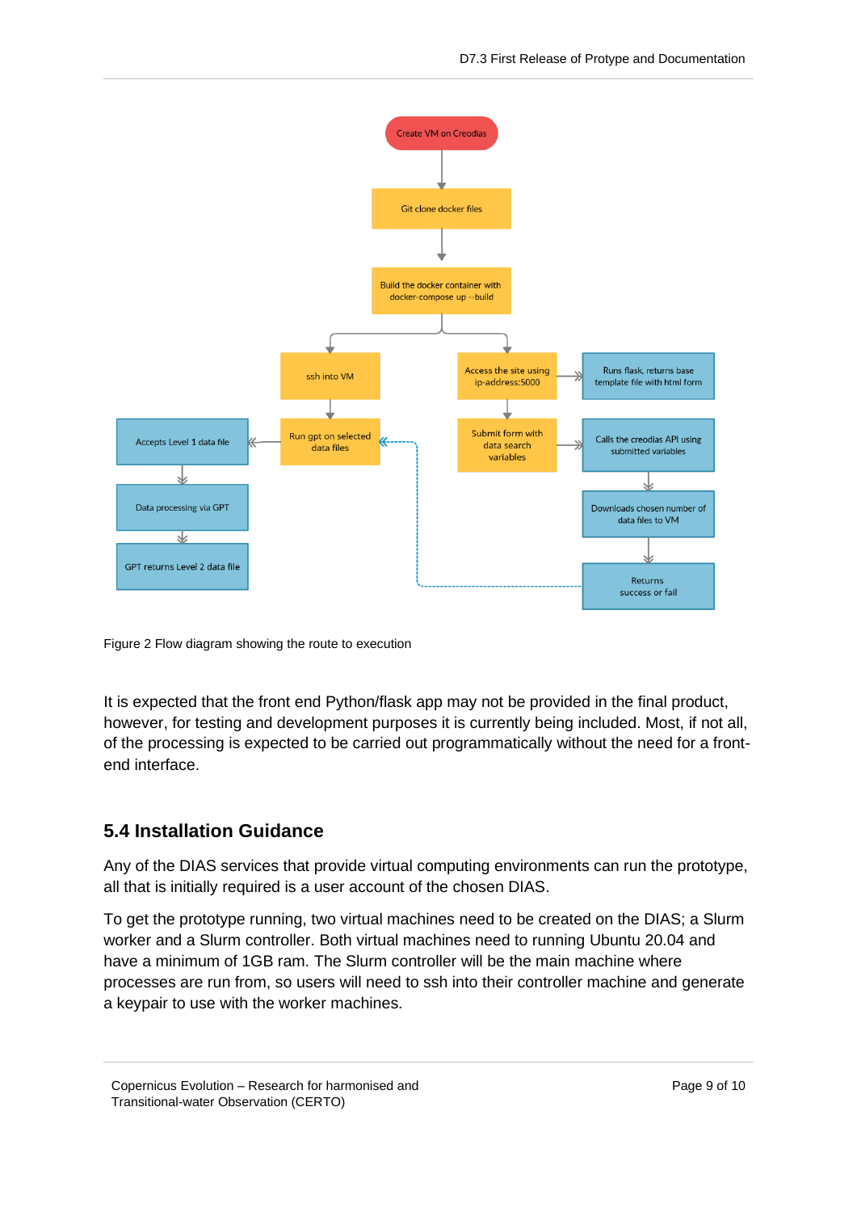Figure 2 Flow diagram showing the route to execution

It is expected that the front end Python/flask app may not be provided in the final product, however, for testing and development purposes it is currently being included. Most, if not all, of the processing is expected to be carried out programmatically without the need for a front-end interface.

## 5.4 Installation Guidance

Any of the DIAS services that provide virtual computing environments can run the prototype, all that is initially required is a user account of the chosen DIAS.

To get the prototype running, two virtual machines need to be created on the DIAS; a Slurm worker and a Slurm controller. Both virtual machines need to running Ubuntu 20.04 and have a minimum of 1GB ram. The Slurm controller will be the main machine where processes are run from, so users will need to ssh into their controller machine and generate a keypair to use with the worker machines.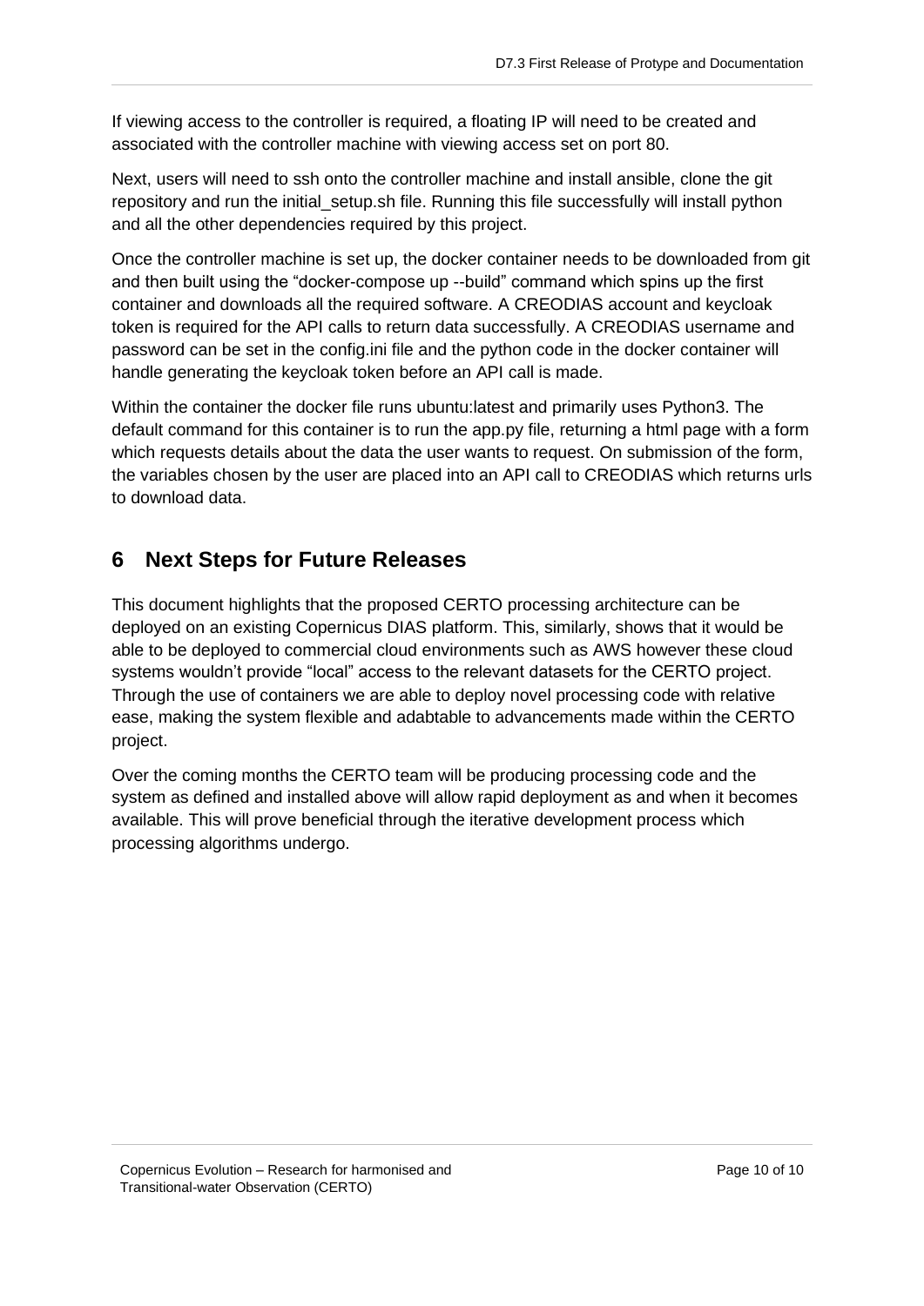If viewing access to the controller is required, a floating IP will need to be created and associated with the controller machine with viewing access set on port 80.

Next, users will need to ssh onto the controller machine and install ansible, clone the git repository and run the initial_setup.sh file. Running this file successfully will install python and all the other dependencies required by this project.

Once the controller machine is set up, the docker container needs to be downloaded from git and then built using the "docker-compose up --build" command which spins up the first container and downloads all the required software. A CREODIAS account and keycloak token is required for the API calls to return data successfully. A CREODIAS username and password can be set in the config.ini file and the python code in the docker container will handle generating the keycloak token before an API call is made.

Within the container the docker file runs ubuntu:latest and primarily uses Python3. The default command for this container is to run the app.py file, returning a html page with a form which requests details about the data the user wants to request. On submission of the form, the variables chosen by the user are placed into an API call to CREODIAS which returns urls to download data.

# 6 Next Steps for Future Releases

This document highlights that the proposed CERTO processing architecture can be deployed on an existing Copernicus DIAS platform. This, similarly, shows that it would be able to be deployed to commercial cloud environments such as AWS however these cloud systems wouldn't provide "local" access to the relevant datasets for the CERTO project. Through the use of containers we are able to deploy novel processing code with relative ease, making the system flexible and adabtable to advancements made within the CERTO project.

Over the coming months the CERTO team will be producing processing code and the system as defined and installed above will allow rapid deployment as and when it becomes available. This will prove beneficial through the iterative development process which processing algorithms undergo.